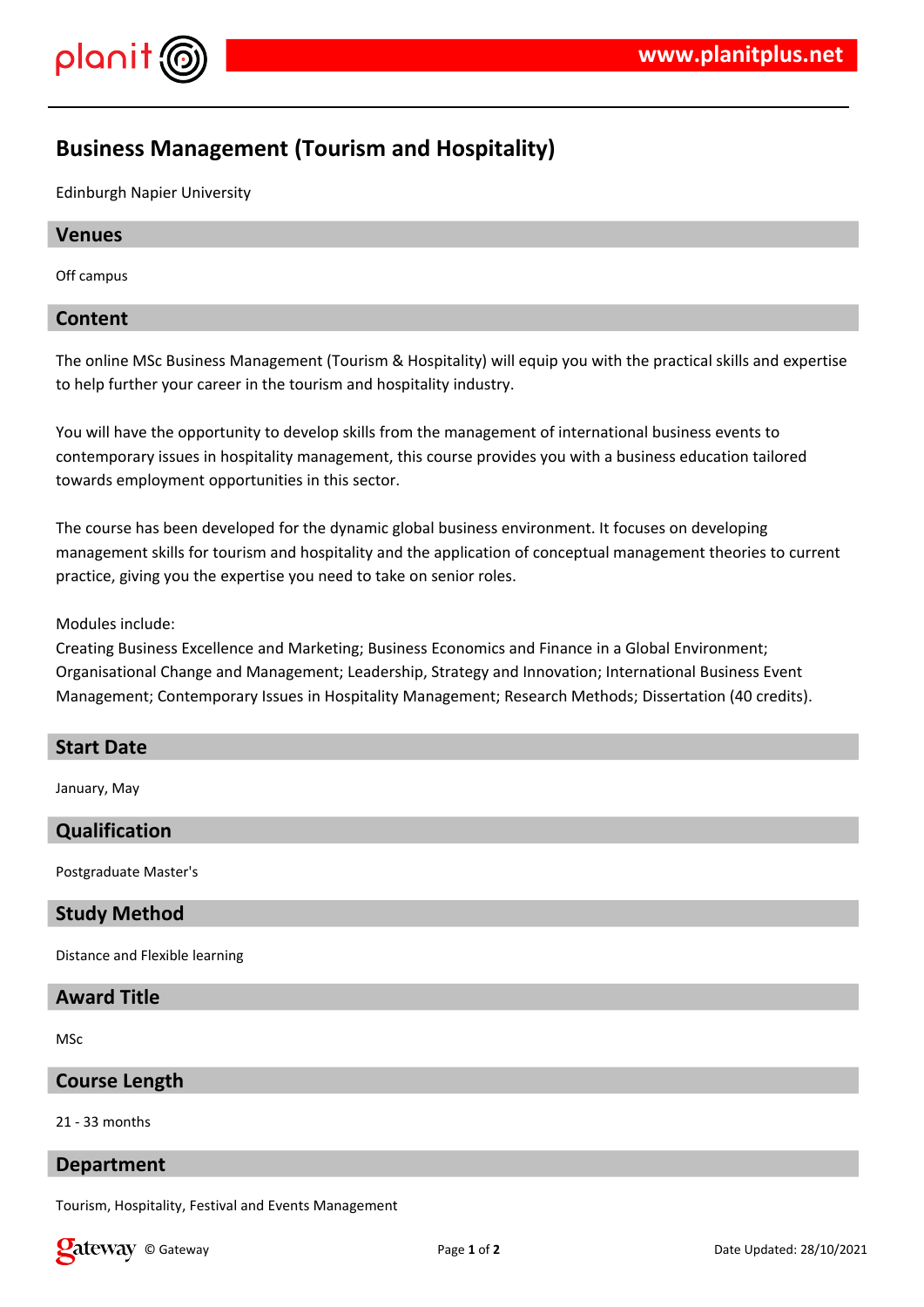# Business Management (Tourism and Hospitality)

Edinburgh Napier University

## Venues

Off campus

## Content

The online MSc Business Management (Tourism & Hospitality) will equip you with the practical skills and expertise to help further your career in the tourism and hospitality industry.

You will have the opportunity to develop skills from the management of international business events to contemporary issues in hospitality management, this course provides you with a business education tailored towards employment opportunities in this sector.

The course has been developed for the dynamic global business environment. It focuses on developing management skills for tourism and hospitality and the application of conceptual management theories to current practice, giving you the expertise you need to take on senior roles.

Modules include:
Creating Business Excellence and Marketing; Business Economics and Finance in a Global Environment; Organisational Change and Management; Leadership, Strategy and Innovation; International Business Event Management; Contemporary Issues in Hospitality Management; Research Methods; Dissertation (40 credits).

## Start Date

January, May

## Qualification

Postgraduate Master's

## Study Method

Distance and Flexible learning

## Award Title

MSc

## Course Length

21 - 33 months

## Department

Tourism, Hospitality, Festival and Events Management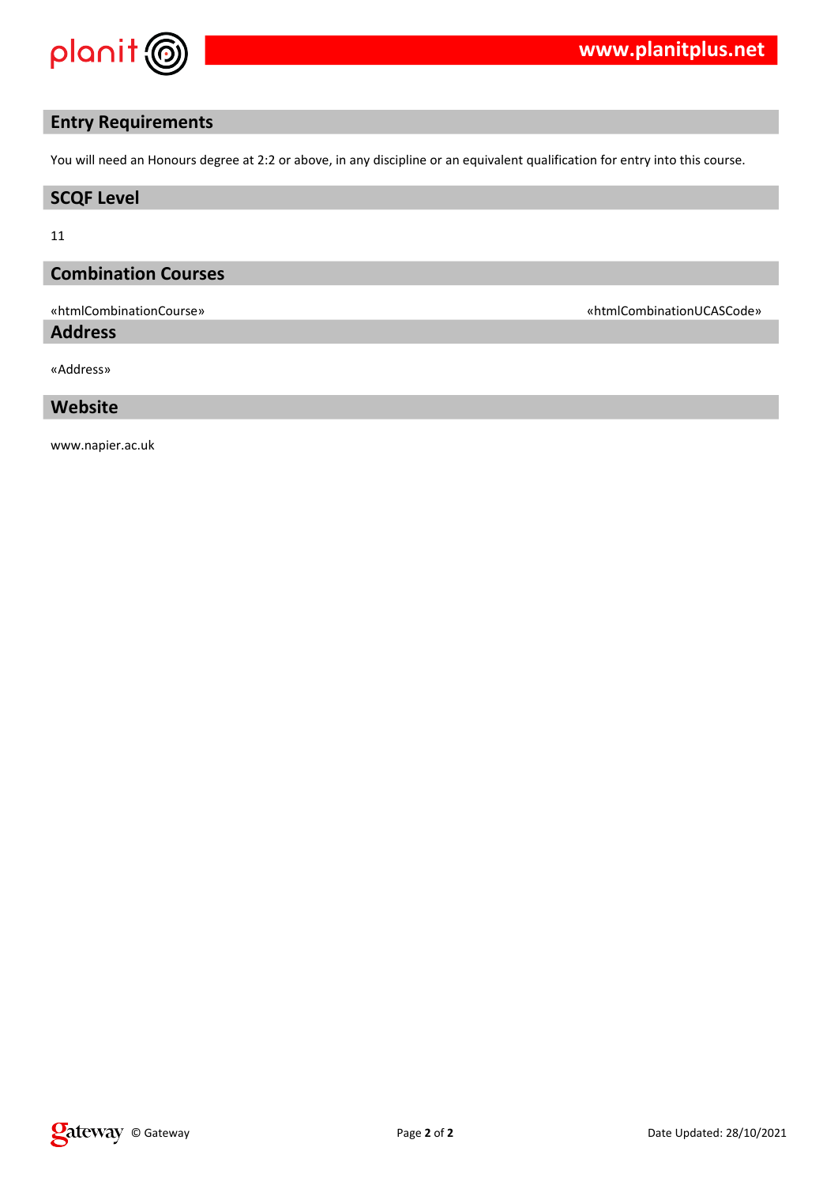## Entry Requirements

You will need an Honours degree at 2:2 or above, in any discipline or an equivalent qualification for entry into this course.

## SCQF Level

11

## Combination Courses

«htmlCombinationCourse» «htmlCombinationUCASCode»

## Address

«Address»

## Website

www.napier.ac.uk